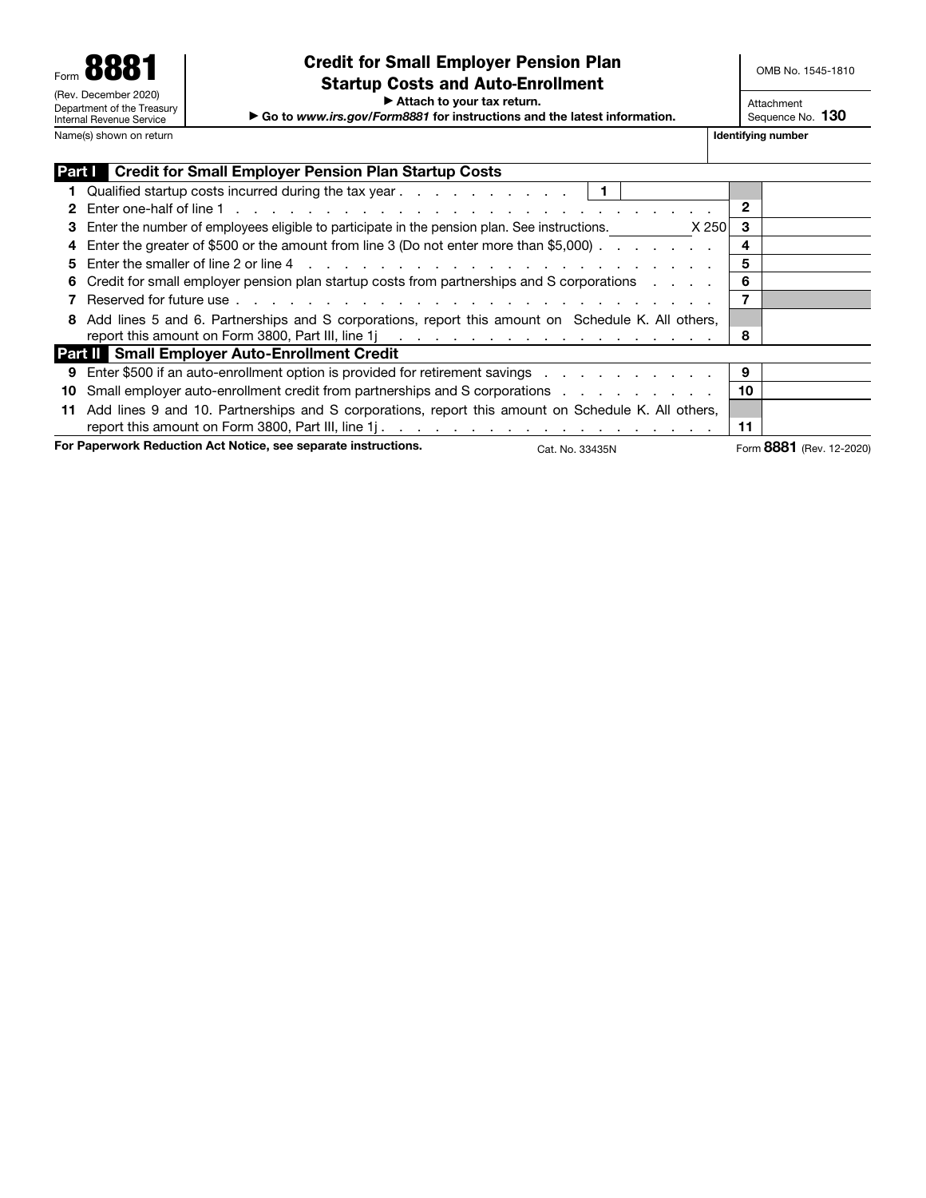Form **8881**

(Rev. December 2020)

Department of the Treasury
Internal Revenue Service

# Credit for Small Employer Pension Plan Startup Costs and Auto-Enrollment

▶ Attach to your tax return.

▶ Go to *www.irs.gov/Form8881* for instructions and the latest information.

OMB No. 1545-1810

Attachment Sequence No. **130**

Name(s) shown on return | Identifying number

## Part I Credit for Small Employer Pension Plan Startup Costs

| Line | Description | | |
|---|---|---|---|
| 1 | Qualified startup costs incurred during the tax year . . . . . . . . . . . **1** | | |
| 2 | Enter one-half of line 1 . . . . . . . . . . . . . . . . . . . . . . . . . . . . . . . . | 2 | |
| 3 | Enter the number of employees eligible to participate in the pension plan. See instructions. ________ X 250 | 3 | |
| 4 | Enter the greater of $500 or the amount from line 3 (Do not enter more than $5,000) . . . . . . . . | 4 | |
| 5 | Enter the smaller of line 2 or line 4 . . . . . . . . . . . . . . . . . . . . . . . . . . . | 5 | |
| 6 | Credit for small employer pension plan startup costs from partnerships and S corporations . . . . | 6 | |
| 7 | Reserved for future use . . . . . . . . . . . . . . . . . . . . . . . . . . . . . . . . | 7 | |
| 8 | Add lines 5 and 6. Partnerships and S corporations, report this amount on Schedule K. All others, report this amount on Form 3800, Part III, line 1j . . . . . . . . . . . . . . . . . . . | 8 | |

## Part II Small Employer Auto-Enrollment Credit

| Line | Description | | |
|---|---|---|---|
| 9 | Enter $500 if an auto-enrollment option is provided for retirement savings . . . . . . . . . . . | 9 | |
| 10 | Small employer auto-enrollment credit from partnerships and S corporations . . . . . . . . . . | 10 | |
| 11 | Add lines 9 and 10. Partnerships and S corporations, report this amount on Schedule K. All others, report this amount on Form 3800, Part III, line 1j . . . . . . . . . . . . . . . . . . . | 11 | |

**For Paperwork Reduction Act Notice, see separate instructions.** Cat. No. 33435N Form **8881** (Rev. 12-2020)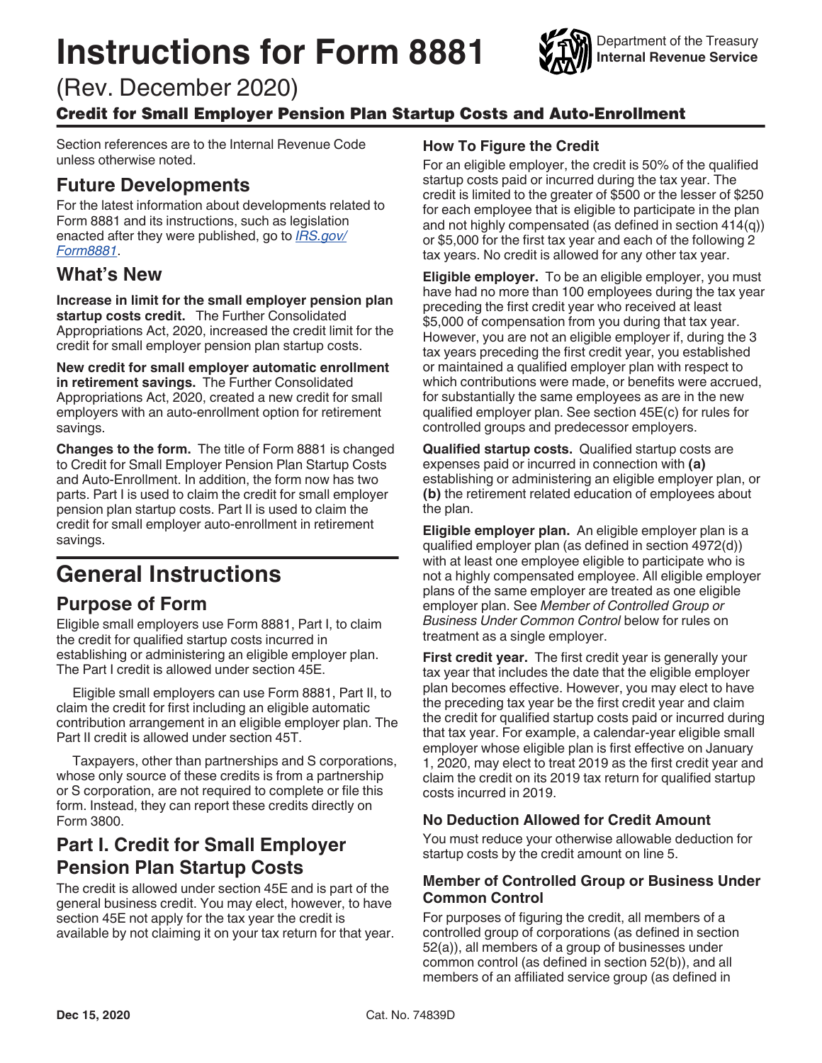# Instructions for Form 8881

(Rev. December 2020)

## Credit for Small Employer Pension Plan Startup Costs and Auto-Enrollment

Section references are to the Internal Revenue Code unless otherwise noted.

## Future Developments

For the latest information about developments related to Form 8881 and its instructions, such as legislation enacted after they were published, go to *IRS.gov/Form8881*.

## What's New

**Increase in limit for the small employer pension plan startup costs credit.** The Further Consolidated Appropriations Act, 2020, increased the credit limit for the credit for small employer pension plan startup costs.

**New credit for small employer automatic enrollment in retirement savings.** The Further Consolidated Appropriations Act, 2020, created a new credit for small employers with an auto-enrollment option for retirement savings.

**Changes to the form.** The title of Form 8881 is changed to Credit for Small Employer Pension Plan Startup Costs and Auto-Enrollment. In addition, the form now has two parts. Part I is used to claim the credit for small employer pension plan startup costs. Part II is used to claim the credit for small employer auto-enrollment in retirement savings.

# General Instructions

## Purpose of Form

Eligible small employers use Form 8881, Part I, to claim the credit for qualified startup costs incurred in establishing or administering an eligible employer plan. The Part I credit is allowed under section 45E.

Eligible small employers can use Form 8881, Part II, to claim the credit for first including an eligible automatic contribution arrangement in an eligible employer plan. The Part II credit is allowed under section 45T.

Taxpayers, other than partnerships and S corporations, whose only source of these credits is from a partnership or S corporation, are not required to complete or file this form. Instead, they can report these credits directly on Form 3800.

## Part I. Credit for Small Employer Pension Plan Startup Costs

The credit is allowed under section 45E and is part of the general business credit. You may elect, however, to have section 45E not apply for the tax year the credit is available by not claiming it on your tax return for that year.

### How To Figure the Credit

For an eligible employer, the credit is 50% of the qualified startup costs paid or incurred during the tax year. The credit is limited to the greater of $500 or the lesser of $250 for each employee that is eligible to participate in the plan and not highly compensated (as defined in section 414(q)) or $5,000 for the first tax year and each of the following 2 tax years. No credit is allowed for any other tax year.

**Eligible employer.** To be an eligible employer, you must have had no more than 100 employees during the tax year preceding the first credit year who received at least $5,000 of compensation from you during that tax year. However, you are not an eligible employer if, during the 3 tax years preceding the first credit year, you established or maintained a qualified employer plan with respect to which contributions were made, or benefits were accrued, for substantially the same employees as are in the new qualified employer plan. See section 45E(c) for rules for controlled groups and predecessor employers.

**Qualified startup costs.** Qualified startup costs are expenses paid or incurred in connection with **(a)** establishing or administering an eligible employer plan, or **(b)** the retirement related education of employees about the plan.

**Eligible employer plan.** An eligible employer plan is a qualified employer plan (as defined in section 4972(d)) with at least one employee eligible to participate who is not a highly compensated employee. All eligible employer plans of the same employer are treated as one eligible employer plan. See *Member of Controlled Group or Business Under Common Control* below for rules on treatment as a single employer.

**First credit year.** The first credit year is generally your tax year that includes the date that the eligible employer plan becomes effective. However, you may elect to have the preceding tax year be the first credit year and claim the credit for qualified startup costs paid or incurred during that tax year. For example, a calendar-year eligible small employer whose eligible plan is first effective on January 1, 2020, may elect to treat 2019 as the first credit year and claim the credit on its 2019 tax return for qualified startup costs incurred in 2019.

### No Deduction Allowed for Credit Amount

You must reduce your otherwise allowable deduction for startup costs by the credit amount on line 5.

### Member of Controlled Group or Business Under Common Control

For purposes of figuring the credit, all members of a controlled group of corporations (as defined in section 52(a)), all members of a group of businesses under common control (as defined in section 52(b)), and all members of an affiliated service group (as defined in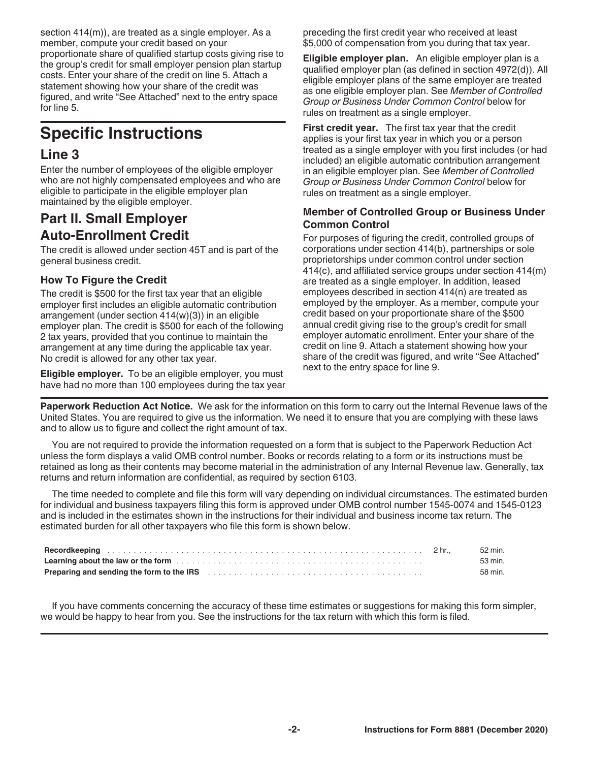section 414(m)), are treated as a single employer. As a member, compute your credit based on your proportionate share of qualified startup costs giving rise to the group's credit for small employer pension plan startup costs. Enter your share of the credit on line 5. Attach a statement showing how your share of the credit was figured, and write "See Attached" next to the entry space for line 5.

# Specific Instructions

## Line 3

Enter the number of employees of the eligible employer who are not highly compensated employees and who are eligible to participate in the eligible employer plan maintained by the eligible employer.

## Part II. Small Employer Auto-Enrollment Credit

The credit is allowed under section 45T and is part of the general business credit.

### How To Figure the Credit

The credit is $500 for the first tax year that an eligible employer first includes an eligible automatic contribution arrangement (under section 414(w)(3)) in an eligible employer plan. The credit is $500 for each of the following 2 tax years, provided that you continue to maintain the arrangement at any time during the applicable tax year. No credit is allowed for any other tax year.

**Eligible employer.** To be an eligible employer, you must have had no more than 100 employees during the tax year preceding the first credit year who received at least $5,000 of compensation from you during that tax year.

**Eligible employer plan.** An eligible employer plan is a qualified employer plan (as defined in section 4972(d)). All eligible employer plans of the same employer are treated as one eligible employer plan. See *Member of Controlled Group or Business Under Common Control* below for rules on treatment as a single employer.

**First credit year.** The first tax year that the credit applies is your first tax year in which you or a person treated as a single employer with you first includes (or had included) an eligible automatic contribution arrangement in an eligible employer plan. See *Member of Controlled Group or Business Under Common Control* below for rules on treatment as a single employer.

### Member of Controlled Group or Business Under Common Control

For purposes of figuring the credit, controlled groups of corporations under section 414(b), partnerships or sole proprietorships under common control under section 414(c), and affiliated service groups under section 414(m) are treated as a single employer. In addition, leased employees described in section 414(n) are treated as employed by the employer. As a member, compute your credit based on your proportionate share of the $500 annual credit giving rise to the group's credit for small employer automatic enrollment. Enter your share of the credit on line 9. Attach a statement showing how your share of the credit was figured, and write "See Attached" next to the entry space for line 9.

**Paperwork Reduction Act Notice.** We ask for the information on this form to carry out the Internal Revenue laws of the United States. You are required to give us the information. We need it to ensure that you are complying with these laws and to allow us to figure and collect the right amount of tax.

You are not required to provide the information requested on a form that is subject to the Paperwork Reduction Act unless the form displays a valid OMB control number. Books or records relating to a form or its instructions must be retained as long as their contents may become material in the administration of any Internal Revenue law. Generally, tax returns and return information are confidential, as required by section 6103.

The time needed to complete and file this form will vary depending on individual circumstances. The estimated burden for individual and business taxpayers filing this form is approved under OMB control number 1545-0074 and 1545-0123 and is included in the estimates shown in the instructions for their individual and business income tax return. The estimated burden for all other taxpayers who file this form is shown below.

| | | |
|---|---|---|
| **Recordkeeping** | 2 hr., | 52 min. |
| **Learning about the law or the form** | | 53 min. |
| **Preparing and sending the form to the IRS** | | 58 min. |

If you have comments concerning the accuracy of these time estimates or suggestions for making this form simpler, we would be happy to hear from you. See the instructions for the tax return with which this form is filed.